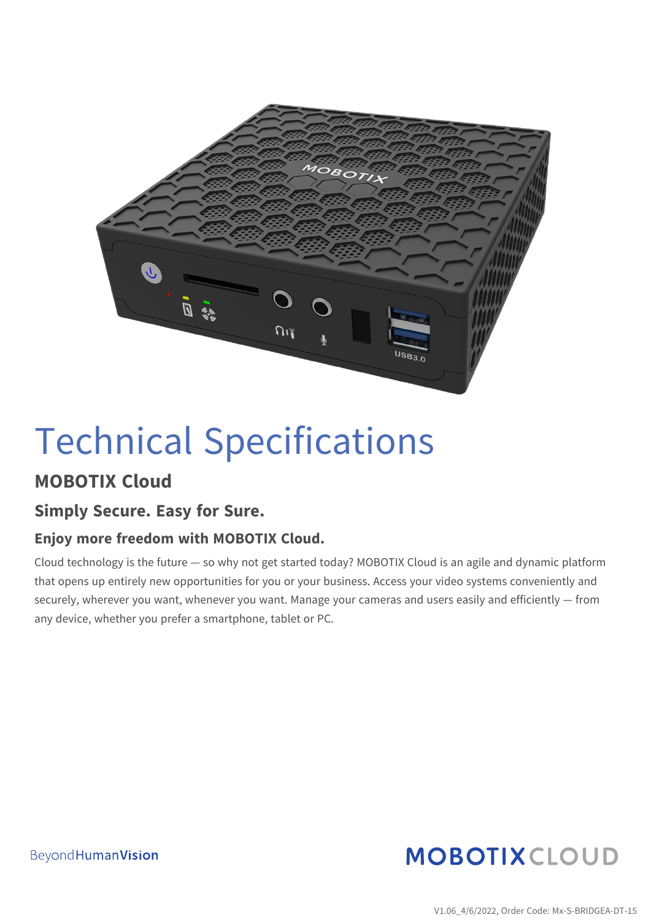# Technical Specifications

## MOBOTIX Cloud

### Simply Secure. Easy for Sure.

### Enjoy more freedom with MOBOTIX Cloud.

Cloud technology is the future — so why not get started today? MOBOTIX Cloud is an agile and dynamic platform that opens up entirely new opportunities for you or your business. Access your video systems conveniently and securely, wherever you want, whenever you want. Manage your cameras and users easily and efficiently — from any device, whether you prefer a smartphone, tablet or PC.

BeyondHumanVision

MOBOTIX CLOUD

V1.06_4/6/2022, Order Code: Mx-S-BRIDGEA-DT-15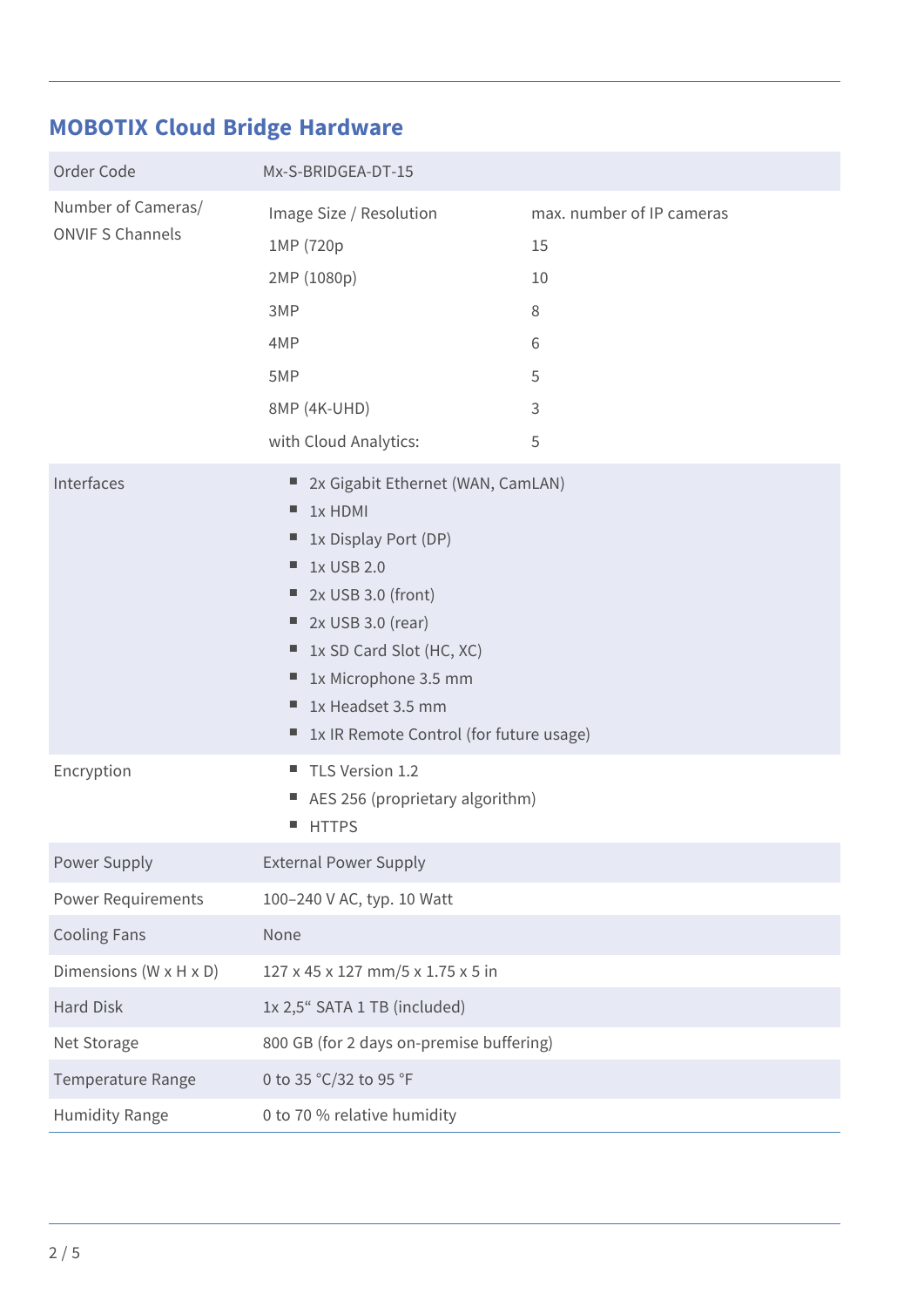## MOBOTIX Cloud Bridge Hardware

| | | |
|---|---|---|
| Order Code | Mx-S-BRIDGEA-DT-15 | |
| Number of Cameras/ ONVIF S Channels | Image Size / Resolution | max. number of IP cameras |
| | 1MP (720p | 15 |
| | 2MP (1080p) | 10 |
| | 3MP | 8 |
| | 4MP | 6 |
| | 5MP | 5 |
| | 8MP (4K-UHD) | 3 |
| | with Cloud Analytics: | 5 |
| Interfaces | ▪ 2x Gigabit Ethernet (WAN, CamLAN)<br>▪ 1x HDMI<br>▪ 1x Display Port (DP)<br>▪ 1x USB 2.0<br>▪ 2x USB 3.0 (front)<br>▪ 2x USB 3.0 (rear)<br>▪ 1x SD Card Slot (HC, XC)<br>▪ 1x Microphone 3.5 mm<br>▪ 1x Headset 3.5 mm<br>▪ 1x IR Remote Control (for future usage) | |
| Encryption | ▪ TLS Version 1.2<br>▪ AES 256 (proprietary algorithm)<br>▪ HTTPS | |
| Power Supply | External Power Supply | |
| Power Requirements | 100–240 V AC, typ. 10 Watt | |
| Cooling Fans | None | |
| Dimensions (W x H x D) | 127 x 45 x 127 mm/5 x 1.75 x 5 in | |
| Hard Disk | 1x 2,5“ SATA 1 TB (included) | |
| Net Storage | 800 GB (for 2 days on-premise buffering) | |
| Temperature Range | 0 to 35 °C/32 to 95 °F | |
| Humidity Range | 0 to 70 % relative humidity | |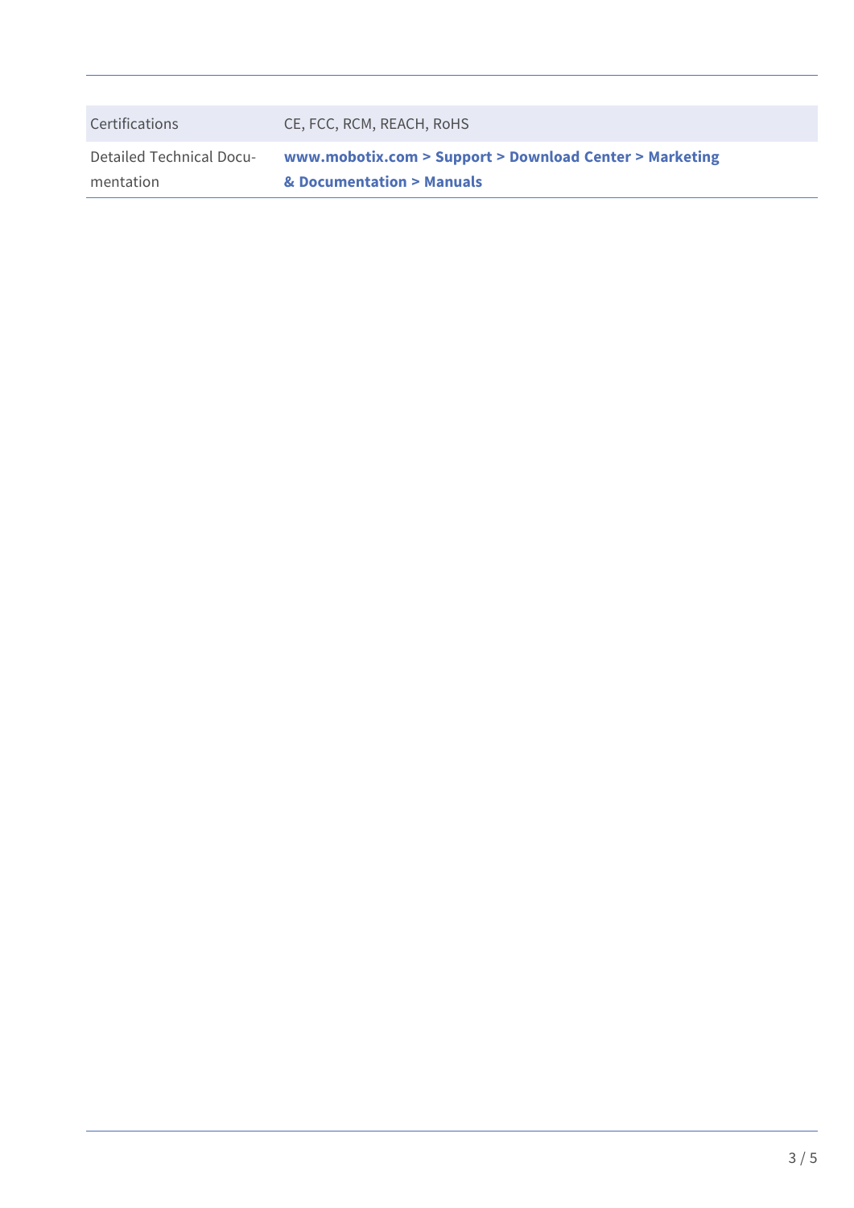| | |
|---|---|
| Certifications | CE, FCC, RCM, REACH, RoHS |
| Detailed Technical Documentation | **www.mobotix.com > Support > Download Center > Marketing & Documentation > Manuals** |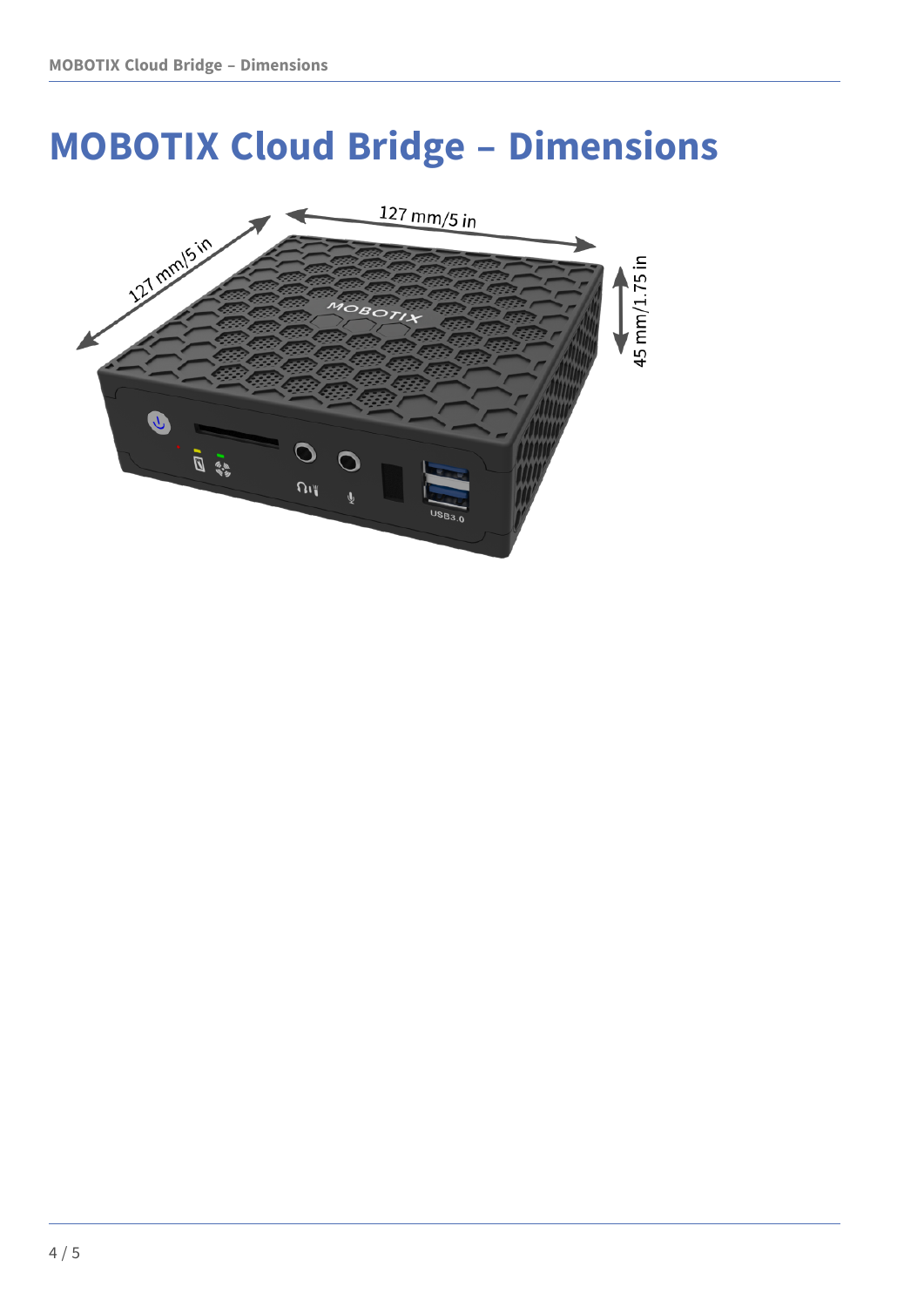# MOBOTIX Cloud Bridge – Dimensions

127 mm/5 in

127 mm/5 in

45 mm/1.75 in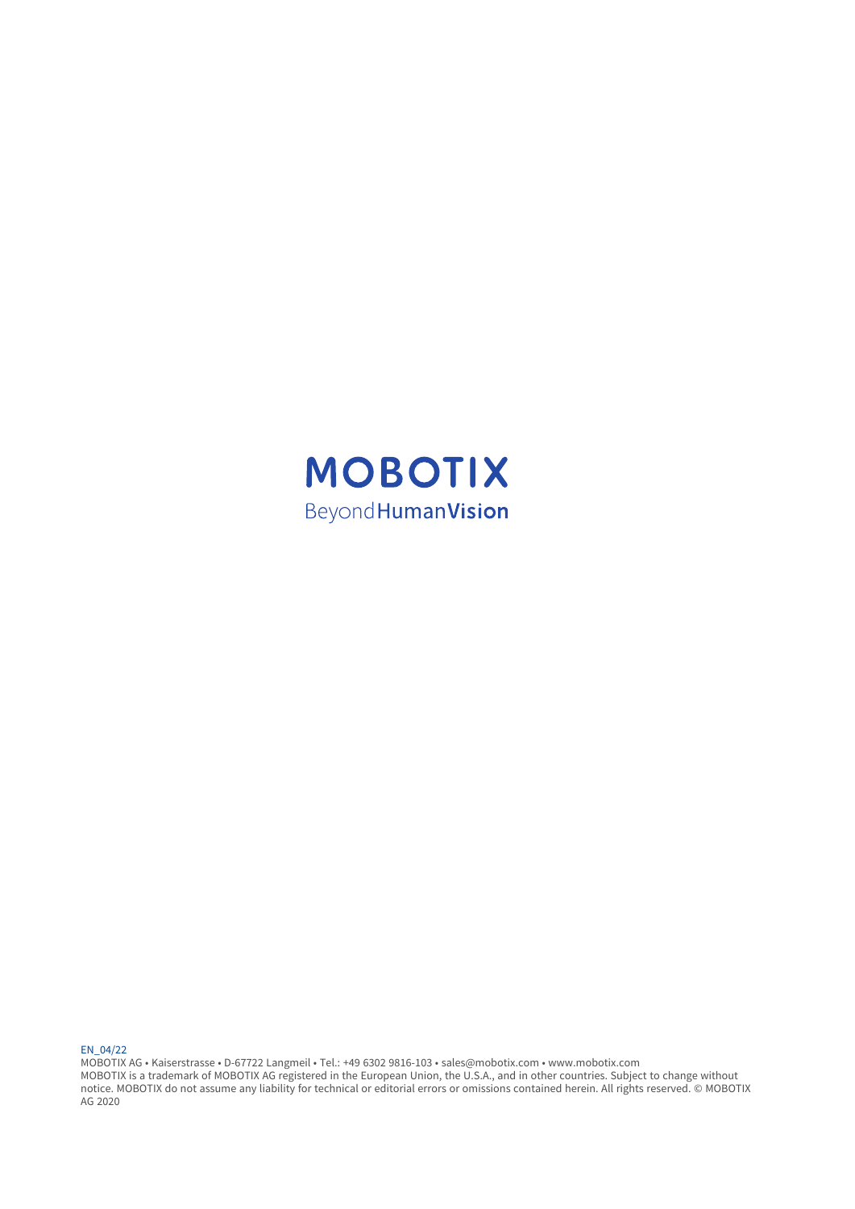**MOBOTIX**

Beyond**Human****Vision**

EN_04/22

MOBOTIX AG • Kaiserstrasse • D-67722 Langmeil • Tel.: +49 6302 9816-103 • sales@mobotix.com • www.mobotix.com

MOBOTIX is a trademark of MOBOTIX AG registered in the European Union, the U.S.A., and in other countries. Subject to change without notice. MOBOTIX do not assume any liability for technical or editorial errors or omissions contained herein. All rights reserved. © MOBOTIX AG 2020